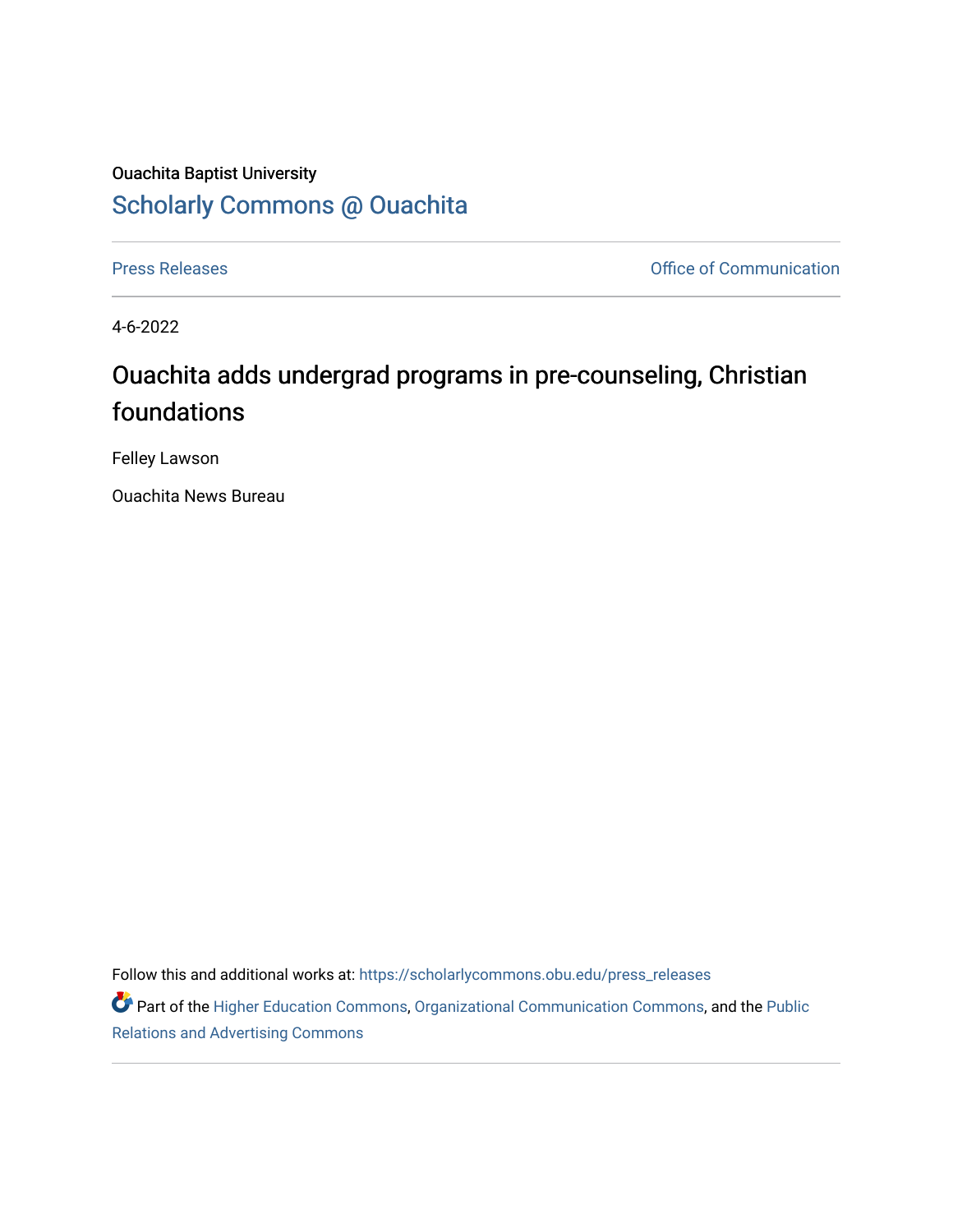Ouachita Baptist University

Scholarly Commons @ Ouachita

Press Releases | Office of Communication

4-6-2022

# Ouachita adds undergrad programs in pre-counseling, Christian foundations

Felley Lawson

Ouachita News Bureau

Follow this and additional works at: https://scholarlycommons.obu.edu/press_releases

Part of the Higher Education Commons, Organizational Communication Commons, and the Public Relations and Advertising Commons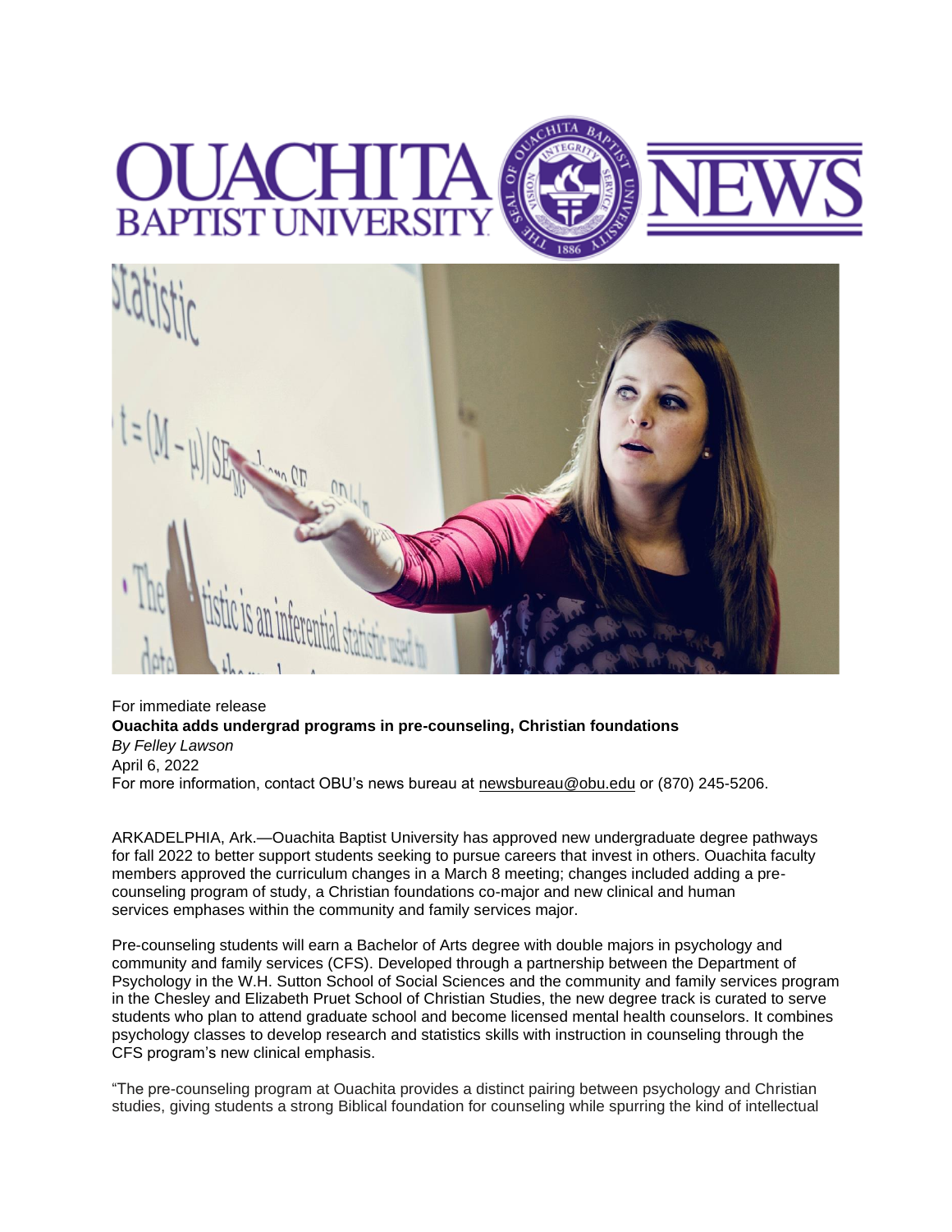For immediate release

**Ouachita adds undergrad programs in pre-counseling, Christian foundations**

*By Felley Lawson*

April 6, 2022

For more information, contact OBU's news bureau at newsbureau@obu.edu or (870) 245-5206.

ARKADELPHIA, Ark.—Ouachita Baptist University has approved new undergraduate degree pathways for fall 2022 to better support students seeking to pursue careers that invest in others. Ouachita faculty members approved the curriculum changes in a March 8 meeting; changes included adding a pre-counseling program of study, a Christian foundations co-major and new clinical and human services emphases within the community and family services major.

Pre-counseling students will earn a Bachelor of Arts degree with double majors in psychology and community and family services (CFS). Developed through a partnership between the Department of Psychology in the W.H. Sutton School of Social Sciences and the community and family services program in the Chesley and Elizabeth Pruet School of Christian Studies, the new degree track is curated to serve students who plan to attend graduate school and become licensed mental health counselors. It combines psychology classes to develop research and statistics skills with instruction in counseling through the CFS program's new clinical emphasis.

"The pre-counseling program at Ouachita provides a distinct pairing between psychology and Christian studies, giving students a strong Biblical foundation for counseling while spurring the kind of intellectual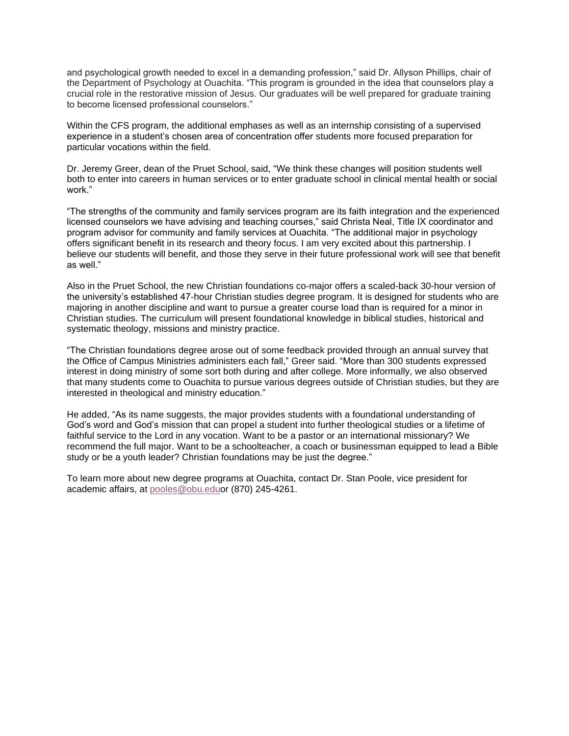and psychological growth needed to excel in a demanding profession," said Dr. Allyson Phillips, chair of the Department of Psychology at Ouachita. "This program is grounded in the idea that counselors play a crucial role in the restorative mission of Jesus. Our graduates will be well prepared for graduate training to become licensed professional counselors."

Within the CFS program, the additional emphases as well as an internship consisting of a supervised experience in a student's chosen area of concentration offer students more focused preparation for particular vocations within the field.

Dr. Jeremy Greer, dean of the Pruet School, said, "We think these changes will position students well both to enter into careers in human services or to enter graduate school in clinical mental health or social work."

"The strengths of the community and family services program are its faith integration and the experienced licensed counselors we have advising and teaching courses," said Christa Neal, Title IX coordinator and program advisor for community and family services at Ouachita. "The additional major in psychology offers significant benefit in its research and theory focus. I am very excited about this partnership. I believe our students will benefit, and those they serve in their future professional work will see that benefit as well."

Also in the Pruet School, the new Christian foundations co-major offers a scaled-back 30-hour version of the university's established 47-hour Christian studies degree program. It is designed for students who are majoring in another discipline and want to pursue a greater course load than is required for a minor in Christian studies. The curriculum will present foundational knowledge in biblical studies, historical and systematic theology, missions and ministry practice.

"The Christian foundations degree arose out of some feedback provided through an annual survey that the Office of Campus Ministries administers each fall," Greer said. "More than 300 students expressed interest in doing ministry of some sort both during and after college. More informally, we also observed that many students come to Ouachita to pursue various degrees outside of Christian studies, but they are interested in theological and ministry education."

He added, "As its name suggests, the major provides students with a foundational understanding of God's word and God's mission that can propel a student into further theological studies or a lifetime of faithful service to the Lord in any vocation. Want to be a pastor or an international missionary? We recommend the full major. Want to be a schoolteacher, a coach or businessman equipped to lead a Bible study or be a youth leader? Christian foundations may be just the degree."

To learn more about new degree programs at Ouachita, contact Dr. Stan Poole, vice president for academic affairs, at pooles@obu.eduor (870) 245-4261.